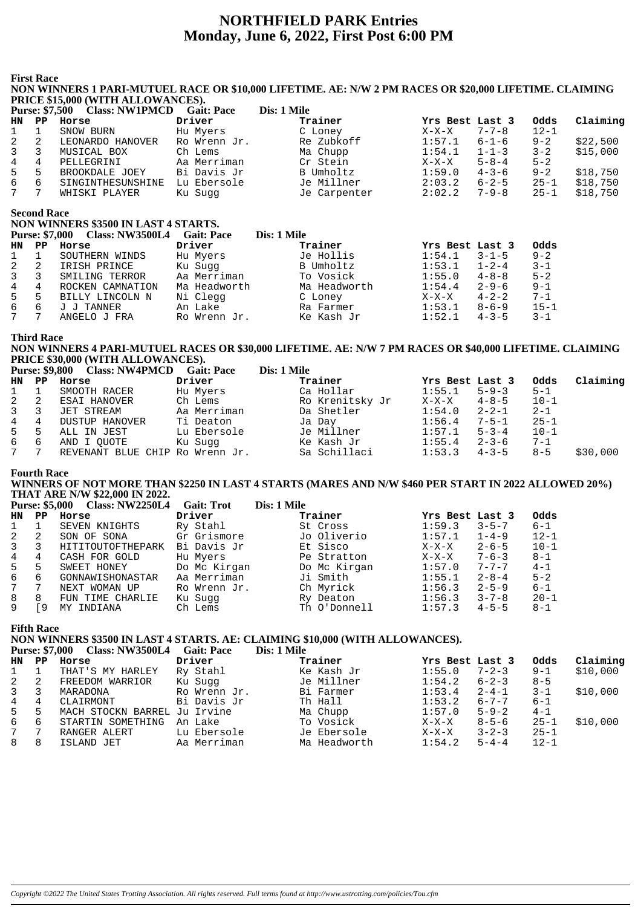# NORTHFIELD PARK Entries
## Monday, June 6, 2022, First Post 6:00 PM

### First Race

**NON WINNERS 1 PARI-MUTUEL RACE OR $10,000 LIFETIME. AE: N/W 2 PM RACES OR $20,000 LIFETIME. CLAIMING PRICE $15,000 (WITH ALLOWANCES).**

**Purse: $7,500 Class: NW1PMCD Gait: Pace Dis: 1 Mile**

| HN | PP | Horse | Driver | Trainer | Yrs Best | Last 3 | Odds | Claiming |
|---|---|---|---|---|---|---|---|---|
| 1 | 1 | SNOW BURN | Hu Myers | C Loney | X-X-X | 7-7-8 | 12-1 | |
| 2 | 2 | LEONARDO HANOVER | Ro Wrenn Jr. | Re Zubkoff | 1:57.1 | 6-1-6 | 9-2 | $22,500 |
| 3 | 3 | MUSICAL BOX | Ch Lems | Ma Chupp | 1:54.1 | 1-1-3 | 3-2 | $15,000 |
| 4 | 4 | PELLEGRINI | Aa Merriman | Cr Stein | X-X-X | 5-8-4 | 5-2 | |
| 5 | 5 | BROOKDALE JOEY | Bi Davis Jr | B Umholtz | 1:59.0 | 4-3-6 | 9-2 | $18,750 |
| 6 | 6 | SINGINTHESUNSHINE | Lu Ebersole | Je Millner | 2:03.2 | 6-2-5 | 25-1 | $18,750 |
| 7 | 7 | WHISKI PLAYER | Ku Sugg | Je Carpenter | 2:02.2 | 7-9-8 | 25-1 | $18,750 |

### Second Race

**NON WINNERS $3500 IN LAST 4 STARTS.**

**Purse: $7,000 Class: NW3500L4 Gait: Pace Dis: 1 Mile**

| HN | PP | Horse | Driver | Trainer | Yrs Best | Last 3 | Odds |
|---|---|---|---|---|---|---|---|
| 1 | 1 | SOUTHERN WINDS | Hu Myers | Je Hollis | 1:54.1 | 3-1-5 | 9-2 |
| 2 | 2 | IRISH PRINCE | Ku Sugg | B Umholtz | 1:53.1 | 1-2-4 | 3-1 |
| 3 | 3 | SMILING TERROR | Aa Merriman | To Vosick | 1:55.0 | 4-8-8 | 5-2 |
| 4 | 4 | ROCKEN CAMNATION | Ma Headworth | Ma Headworth | 1:54.4 | 2-9-6 | 9-1 |
| 5 | 5 | BILLY LINCOLN N | Ni Clegg | C Loney | X-X-X | 4-2-2 | 7-1 |
| 6 | 6 | J J TANNER | An Lake | Ra Farmer | 1:53.1 | 8-6-9 | 15-1 |
| 7 | 7 | ANGELO J FRA | Ro Wrenn Jr. | Ke Kash Jr | 1:52.1 | 4-3-5 | 3-1 |

### Third Race

**NON WINNERS 4 PARI-MUTUEL RACES OR $30,000 LIFETIME. AE: N/W 7 PM RACES OR $40,000 LIFETIME. CLAIMING PRICE $30,000 (WITH ALLOWANCES).**

**Purse: $9,800 Class: NW4PMCD Gait: Pace Dis: 1 Mile**

| HN | PP | Horse | Driver | Trainer | Yrs Best | Last 3 | Odds | Claiming |
|---|---|---|---|---|---|---|---|---|
| 1 | 1 | SMOOTH RACER | Hu Myers | Ca Hollar | 1:55.1 | 5-9-3 | 5-1 | |
| 2 | 2 | ESAI HANOVER | Ch Lems | Ro Krenitsky Jr | X-X-X | 4-8-5 | 10-1 | |
| 3 | 3 | JET STREAM | Aa Merriman | Da Shetler | 1:54.0 | 2-2-1 | 2-1 | |
| 4 | 4 | DUSTUP HANOVER | Ti Deaton | Ja Day | 1:56.4 | 7-5-1 | 25-1 | |
| 5 | 5 | ALL IN JEST | Lu Ebersole | Je Millner | 1:57.1 | 5-3-4 | 10-1 | |
| 6 | 6 | AND I QUOTE | Ku Sugg | Ke Kash Jr | 1:55.4 | 2-3-6 | 7-1 | |
| 7 | 7 | REVENANT BLUE CHIP | Ro Wrenn Jr. | Sa Schillaci | 1:53.3 | 4-3-5 | 8-5 | $30,000 |

### Fourth Race

**WINNERS OF NOT MORE THAN $2250 IN LAST 4 STARTS (MARES AND N/W $460 PER START IN 2022 ALLOWED 20%) THAT ARE N/W $22,000 IN 2022.**

**Purse: $5,000 Class: NW2250L4 Gait: Trot Dis: 1 Mile**

| HN | PP | Horse | Driver | Trainer | Yrs Best | Last 3 | Odds |
|---|---|---|---|---|---|---|---|
| 1 | 1 | SEVEN KNIGHTS | Ry Stahl | St Cross | 1:59.3 | 3-5-7 | 6-1 |
| 2 | 2 | SON OF SONA | Gr Grismore | Jo Oliverio | 1:57.1 | 1-4-9 | 12-1 |
| 3 | 3 | HITITOUTOFTHEPARK | Bi Davis Jr | Et Sisco | X-X-X | 2-6-5 | 10-1 |
| 4 | 4 | CASH FOR GOLD | Hu Myers | Pe Stratton | X-X-X | 7-6-3 | 8-1 |
| 5 | 5 | SWEET HONEY | Do Mc Kirgan | Do Mc Kirgan | 1:57.0 | 7-7-7 | 4-1 |
| 6 | 6 | GONNAWISHONASTAR | Aa Merriman | Ji Smith | 1:55.1 | 2-8-4 | 5-2 |
| 7 | 7 | NEXT WOMAN UP | Ro Wrenn Jr. | Ch Myrick | 1:56.3 | 2-5-9 | 6-1 |
| 8 | 8 | FUN TIME CHARLIE | Ku Sugg | Ry Deaton | 1:56.3 | 3-7-8 | 20-1 |
| 9 | [9 | MY INDIANA | Ch Lems | Th O'Donnell | 1:57.3 | 4-5-5 | 8-1 |

### Fifth Race

**NON WINNERS $3500 IN LAST 4 STARTS. AE: CLAIMING $10,000 (WITH ALLOWANCES).**

**Purse: $7,000 Class: NW3500L4 Gait: Pace Dis: 1 Mile**

| HN | PP | Horse | Driver | Trainer | Yrs Best | Last 3 | Odds | Claiming |
|---|---|---|---|---|---|---|---|---|
| 1 | 1 | THAT'S MY HARLEY | Ry Stahl | Ke Kash Jr | 1:55.0 | 7-2-3 | 9-1 | $10,000 |
| 2 | 2 | FREEDOM WARRIOR | Ku Sugg | Je Millner | 1:54.2 | 6-2-3 | 8-5 | |
| 3 | 3 | MARADONA | Ro Wrenn Jr. | Bi Farmer | 1:53.4 | 2-4-1 | 3-1 | $10,000 |
| 4 | 4 | CLAIRMONT | Bi Davis Jr | Th Hall | 1:53.2 | 6-7-7 | 6-1 | |
| 5 | 5 | MACH STOCKN BARREL | Ju Irvine | Ma Chupp | 1:57.0 | 5-9-2 | 4-1 | |
| 6 | 6 | STARTIN SOMETHING | An Lake | To Vosick | X-X-X | 8-5-6 | 25-1 | $10,000 |
| 7 | 7 | RANGER ALERT | Lu Ebersole | Je Ebersole | X-X-X | 3-2-3 | 25-1 | |
| 8 | 8 | ISLAND JET | Aa Merriman | Ma Headworth | 1:54.2 | 5-4-4 | 12-1 | |

*Copyright ©2022 The United States Trotting Association. All rights reserved. Full terms found at http://www.ustrotting.com/policies/Tou.cfm*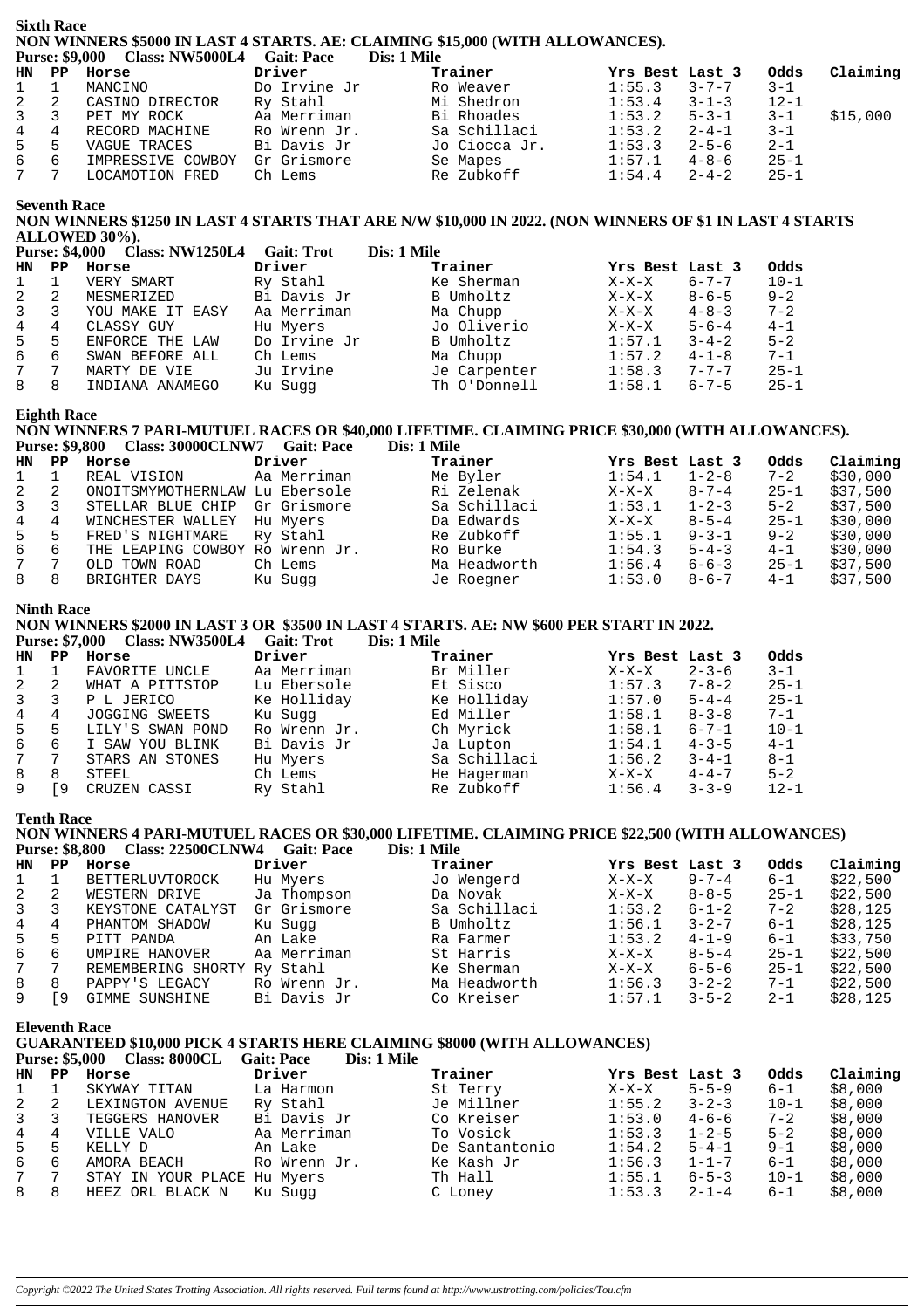## Sixth Race

**NON WINNERS $5000 IN LAST 4 STARTS. AE: CLAIMING $15,000 (WITH ALLOWANCES).**

**Purse: $9,000 Class: NW5000L4 Gait: Pace Dis: 1 Mile**

| HN | PP | Horse | Driver | Trainer | Yrs Best | Last 3 | Odds | Claiming |
|---|---|---|---|---|---|---|---|---|
| 1 | 1 | MANCINO | Do Irvine Jr | Ro Weaver | 1:55.3 | 3-7-7 | 3-1 | |
| 2 | 2 | CASINO DIRECTOR | Ry Stahl | Mi Shedron | 1:53.4 | 3-1-3 | 12-1 | |
| 3 | 3 | PET MY ROCK | Aa Merriman | Bi Rhoades | 1:53.2 | 5-3-1 | 3-1 | $15,000 |
| 4 | 4 | RECORD MACHINE | Ro Wrenn Jr. | Sa Schillaci | 1:53.2 | 2-4-1 | 3-1 | |
| 5 | 5 | VAGUE TRACES | Bi Davis Jr | Jo Ciocca Jr. | 1:53.3 | 2-5-6 | 2-1 | |
| 6 | 6 | IMPRESSIVE COWBOY | Gr Grismore | Se Mapes | 1:57.1 | 4-8-6 | 25-1 | |
| 7 | 7 | LOCAMOTION FRED | Ch Lems | Re Zubkoff | 1:54.4 | 2-4-2 | 25-1 | |

## Seventh Race

**NON WINNERS $1250 IN LAST 4 STARTS THAT ARE N/W $10,000 IN 2022. (NON WINNERS OF $1 IN LAST 4 STARTS ALLOWED 30%).**

**Purse: $4,000 Class: NW1250L4 Gait: Trot Dis: 1 Mile**

| HN | PP | Horse | Driver | Trainer | Yrs Best | Last 3 | Odds |
|---|---|---|---|---|---|---|---|
| 1 | 1 | VERY SMART | Ry Stahl | Ke Sherman | X-X-X | 6-7-7 | 10-1 |
| 2 | 2 | MESMERIZED | Bi Davis Jr | B Umholtz | X-X-X | 8-6-5 | 9-2 |
| 3 | 3 | YOU MAKE IT EASY | Aa Merriman | Ma Chupp | X-X-X | 4-8-3 | 7-2 |
| 4 | 4 | CLASSY GUY | Hu Myers | Jo Oliverio | X-X-X | 5-6-4 | 4-1 |
| 5 | 5 | ENFORCE THE LAW | Do Irvine Jr | B Umholtz | 1:57.1 | 3-4-2 | 5-2 |
| 6 | 6 | SWAN BEFORE ALL | Ch Lems | Ma Chupp | 1:57.2 | 4-1-8 | 7-1 |
| 7 | 7 | MARTY DE VIE | Ju Irvine | Je Carpenter | 1:58.3 | 7-7-7 | 25-1 |
| 8 | 8 | INDIANA ANAMEGO | Ku Sugg | Th O'Donnell | 1:58.1 | 6-7-5 | 25-1 |

## Eighth Race

**NON WINNERS 7 PARI-MUTUEL RACES OR $40,000 LIFETIME. CLAIMING PRICE $30,000 (WITH ALLOWANCES).**

**Purse: $9,800 Class: 30000CLNW7 Gait: Pace Dis: 1 Mile**

| HN | PP | Horse | Driver | Trainer | Yrs Best | Last 3 | Odds | Claiming |
|---|---|---|---|---|---|---|---|---|
| 1 | 1 | REAL VISION | Aa Merriman | Me Byler | 1:54.1 | 1-2-8 | 7-2 | $30,000 |
| 2 | 2 | ONOITSMYMOTHERNLAW | Lu Ebersole | Ri Zelenak | X-X-X | 8-7-4 | 25-1 | $37,500 |
| 3 | 3 | STELLAR BLUE CHIP | Gr Grismore | Sa Schillaci | 1:53.1 | 1-2-3 | 5-2 | $37,500 |
| 4 | 4 | WINCHESTER WALLEY | Hu Myers | Da Edwards | X-X-X | 8-5-4 | 25-1 | $30,000 |
| 5 | 5 | FRED'S NIGHTMARE | Ry Stahl | Re Zubkoff | 1:55.1 | 9-3-1 | 9-2 | $30,000 |
| 6 | 6 | THE LEAPING COWBOY | Ro Wrenn Jr. | Ro Burke | 1:54.3 | 5-4-3 | 4-1 | $30,000 |
| 7 | 7 | OLD TOWN ROAD | Ch Lems | Ma Headworth | 1:56.4 | 6-6-3 | 25-1 | $37,500 |
| 8 | 8 | BRIGHTER DAYS | Ku Sugg | Je Roegner | 1:53.0 | 8-6-7 | 4-1 | $37,500 |

## Ninth Race

**NON WINNERS $2000 IN LAST 3 OR $3500 IN LAST 4 STARTS. AE: NW $600 PER START IN 2022.**

**Purse: $7,000 Class: NW3500L4 Gait: Trot Dis: 1 Mile**

| HN | PP | Horse | Driver | Trainer | Yrs Best | Last 3 | Odds |
|---|---|---|---|---|---|---|---|
| 1 | 1 | FAVORITE UNCLE | Aa Merriman | Br Miller | X-X-X | 2-3-6 | 3-1 |
| 2 | 2 | WHAT A PITTSTOP | Lu Ebersole | Et Sisco | 1:57.3 | 7-8-2 | 25-1 |
| 3 | 3 | P L JERICO | Ke Holliday | Ke Holliday | 1:57.0 | 5-4-4 | 25-1 |
| 4 | 4 | JOGGING SWEETS | Ku Sugg | Ed Miller | 1:58.1 | 8-3-8 | 7-1 |
| 5 | 5 | LILY'S SWAN POND | Ro Wrenn Jr. | Ch Myrick | 1:58.1 | 6-7-1 | 10-1 |
| 6 | 6 | I SAW YOU BLINK | Bi Davis Jr | Ja Lupton | 1:54.1 | 4-3-5 | 4-1 |
| 7 | 7 | STARS AN STONES | Hu Myers | Sa Schillaci | 1:56.2 | 3-4-1 | 8-1 |
| 8 | 8 | STEEL | Ch Lems | He Hagerman | X-X-X | 4-4-7 | 5-2 |
| 9 | [9 | CRUZEN CASSI | Ry Stahl | Re Zubkoff | 1:56.4 | 3-3-9 | 12-1 |

## Tenth Race

**NON WINNERS 4 PARI-MUTUEL RACES OR $30,000 LIFETIME. CLAIMING PRICE $22,500 (WITH ALLOWANCES)**

**Purse: $8,800 Class: 22500CLNW4 Gait: Pace Dis: 1 Mile**

| HN | PP | Horse | Driver | Trainer | Yrs Best | Last 3 | Odds | Claiming |
|---|---|---|---|---|---|---|---|---|
| 1 | 1 | BETTERLUVTOROCK | Hu Myers | Jo Wengerd | X-X-X | 9-7-4 | 6-1 | $22,500 |
| 2 | 2 | WESTERN DRIVE | Ja Thompson | Da Novak | X-X-X | 8-8-5 | 25-1 | $22,500 |
| 3 | 3 | KEYSTONE CATALYST | Gr Grismore | Sa Schillaci | 1:53.2 | 6-1-2 | 7-2 | $28,125 |
| 4 | 4 | PHANTOM SHADOW | Ku Sugg | B Umholtz | 1:56.1 | 3-2-7 | 6-1 | $28,125 |
| 5 | 5 | PITT PANDA | An Lake | Ra Farmer | 1:53.2 | 4-1-9 | 6-1 | $33,750 |
| 6 | 6 | UMPIRE HANOVER | Aa Merriman | St Harris | X-X-X | 8-5-4 | 25-1 | $22,500 |
| 7 | 7 | REMEMBERING SHORTY | Ry Stahl | Ke Sherman | X-X-X | 6-5-6 | 25-1 | $22,500 |
| 8 | 8 | PAPPY'S LEGACY | Ro Wrenn Jr. | Ma Headworth | 1:56.3 | 3-2-2 | 7-1 | $22,500 |
| 9 | [9 | GIMME SUNSHINE | Bi Davis Jr | Co Kreiser | 1:57.1 | 3-5-2 | 2-1 | $28,125 |

## Eleventh Race

**GUARANTEED $10,000 PICK 4 STARTS HERE CLAIMING $8000 (WITH ALLOWANCES)**

**Purse: $5,000 Class: 8000CL Gait: Pace Dis: 1 Mile**

| HN | PP | Horse | Driver | Trainer | Yrs Best | Last 3 | Odds | Claiming |
|---|---|---|---|---|---|---|---|---|
| 1 | 1 | SKYWAY TITAN | La Harmon | St Terry | X-X-X | 5-5-9 | 6-1 | $8,000 |
| 2 | 2 | LEXINGTON AVENUE | Ry Stahl | Je Millner | 1:55.2 | 3-2-3 | 10-1 | $8,000 |
| 3 | 3 | TEGGERS HANOVER | Bi Davis Jr | Co Kreiser | 1:53.0 | 4-6-6 | 7-2 | $8,000 |
| 4 | 4 | VILLE VALO | Aa Merriman | To Vosick | 1:53.3 | 1-2-5 | 5-2 | $8,000 |
| 5 | 5 | KELLY D | An Lake | De Santantonio | 1:54.2 | 5-4-1 | 9-1 | $8,000 |
| 6 | 6 | AMORA BEACH | Ro Wrenn Jr. | Ke Kash Jr | 1:56.3 | 1-1-7 | 6-1 | $8,000 |
| 7 | 7 | STAY IN YOUR PLACE | Hu Myers | Th Hall | 1:55.1 | 6-5-3 | 10-1 | $8,000 |
| 8 | 8 | HEEZ ORL BLACK N | Ku Sugg | C Loney | 1:53.3 | 2-1-4 | 6-1 | $8,000 |

*Copyright ©2022 The United States Trotting Association. All rights reserved. Full terms found at http://www.ustrotting.com/policies/Tou.cfm*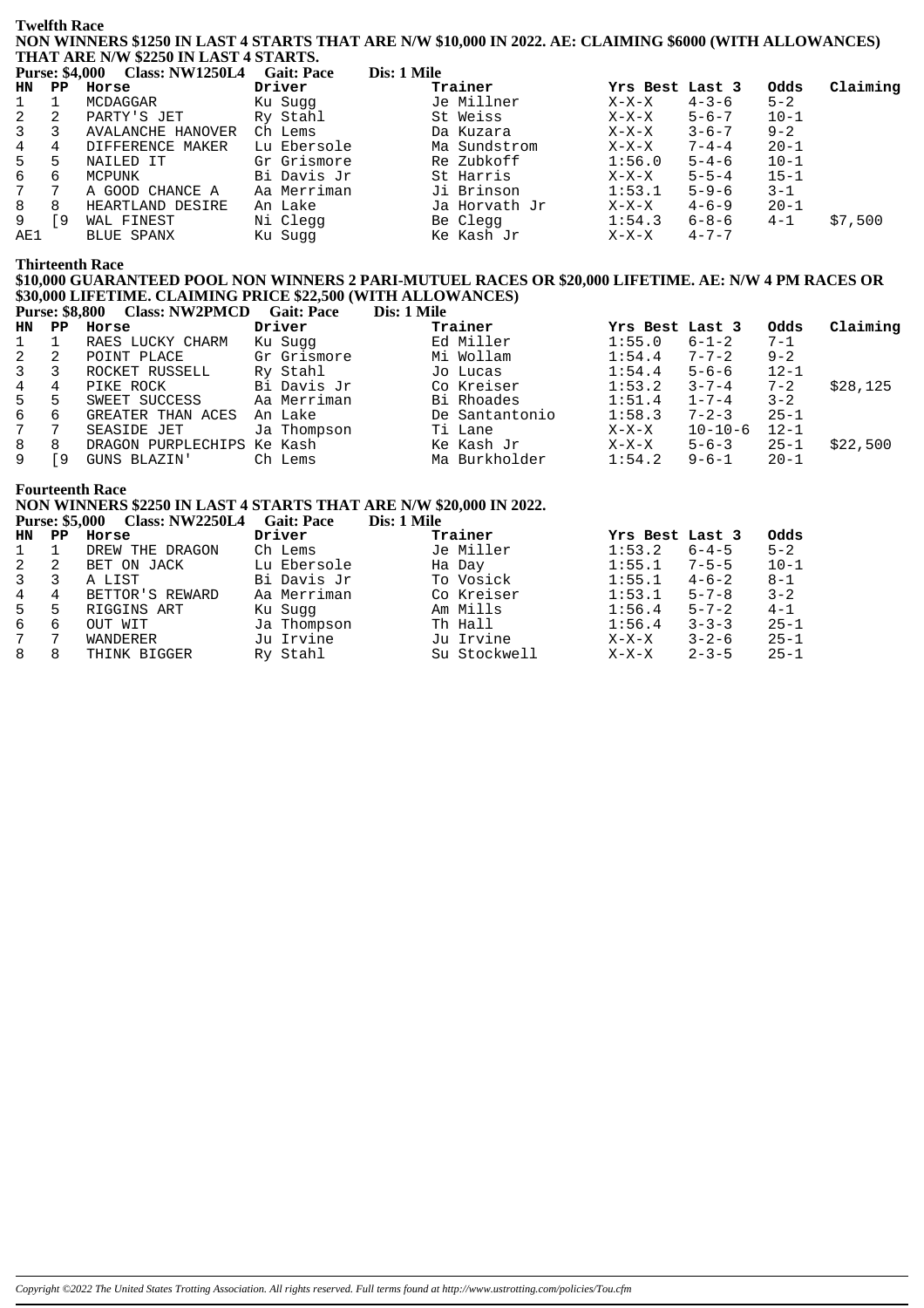## Twelfth Race

**NON WINNERS $1250 IN LAST 4 STARTS THAT ARE N/W $10,000 IN 2022. AE: CLAIMING $6000 (WITH ALLOWANCES) THAT ARE N/W $2250 IN LAST 4 STARTS.**

**Purse: $4,000 Class: NW1250L4 Gait: Pace Dis: 1 Mile**

| HN | PP | Horse | Driver | Trainer | Yrs Best | Last 3 | Odds | Claiming |
|---|---|---|---|---|---|---|---|---|
| 1 | 1 | MCDAGGAR | Ku Sugg | Je Millner | X-X-X | 4-3-6 | 5-2 | |
| 2 | 2 | PARTY'S JET | Ry Stahl | St Weiss | X-X-X | 5-6-7 | 10-1 | |
| 3 | 3 | AVALANCHE HANOVER | Ch Lems | Da Kuzara | X-X-X | 3-6-7 | 9-2 | |
| 4 | 4 | DIFFERENCE MAKER | Lu Ebersole | Ma Sundstrom | X-X-X | 7-4-4 | 20-1 | |
| 5 | 5 | NAILED IT | Gr Grismore | Re Zubkoff | 1:56.0 | 5-4-6 | 10-1 | |
| 6 | 6 | MCPUNK | Bi Davis Jr | St Harris | X-X-X | 5-5-4 | 15-1 | |
| 7 | 7 | A GOOD CHANCE A | Aa Merriman | Ji Brinson | 1:53.1 | 5-9-6 | 3-1 | |
| 8 | 8 | HEARTLAND DESIRE | An Lake | Ja Horvath Jr | X-X-X | 4-6-9 | 20-1 | |
| 9 | [9 | WAL FINEST | Ni Clegg | Be Clegg | 1:54.3 | 6-8-6 | 4-1 | $7,500 |
| AE1 | | BLUE SPANX | Ku Sugg | Ke Kash Jr | X-X-X | 4-7-7 | | |

## Thirteenth Race

**$10,000 GUARANTEED POOL NON WINNERS 2 PARI-MUTUEL RACES OR $20,000 LIFETIME. AE: N/W 4 PM RACES OR $30,000 LIFETIME. CLAIMING PRICE $22,500 (WITH ALLOWANCES)**

**Purse: $8,800 Class: NW2PMCD Gait: Pace Dis: 1 Mile**

| HN | PP | Horse | Driver | Trainer | Yrs Best | Last 3 | Odds | Claiming |
|---|---|---|---|---|---|---|---|---|
| 1 | 1 | RAES LUCKY CHARM | Ku Sugg | Ed Miller | 1:55.0 | 6-1-2 | 7-1 | |
| 2 | 2 | POINT PLACE | Gr Grismore | Mi Wollam | 1:54.4 | 7-7-2 | 9-2 | |
| 3 | 3 | ROCKET RUSSELL | Ry Stahl | Jo Lucas | 1:54.4 | 5-6-6 | 12-1 | |
| 4 | 4 | PIKE ROCK | Bi Davis Jr | Co Kreiser | 1:53.2 | 3-7-4 | 7-2 | $28,125 |
| 5 | 5 | SWEET SUCCESS | Aa Merriman | Bi Rhoades | 1:51.4 | 1-7-4 | 3-2 | |
| 6 | 6 | GREATER THAN ACES | An Lake | De Santantonio | 1:58.3 | 7-2-3 | 25-1 | |
| 7 | 7 | SEASIDE JET | Ja Thompson | Ti Lane | X-X-X | 10-10-6 | 12-1 | |
| 8 | 8 | DRAGON PURPLECHIPS | Ke Kash | Ke Kash Jr | X-X-X | 5-6-3 | 25-1 | $22,500 |
| 9 | [9 | GUNS BLAZIN' | Ch Lems | Ma Burkholder | 1:54.2 | 9-6-1 | 20-1 | |

## Fourteenth Race

**NON WINNERS $2250 IN LAST 4 STARTS THAT ARE N/W $20,000 IN 2022.**

**Purse: $5,000 Class: NW2250L4 Gait: Pace Dis: 1 Mile**

| HN | PP | Horse | Driver | Trainer | Yrs Best | Last 3 | Odds |
|---|---|---|---|---|---|---|---|
| 1 | 1 | DREW THE DRAGON | Ch Lems | Je Miller | 1:53.2 | 6-4-5 | 5-2 |
| 2 | 2 | BET ON JACK | Lu Ebersole | Ha Day | 1:55.1 | 7-5-5 | 10-1 |
| 3 | 3 | A LIST | Bi Davis Jr | To Vosick | 1:55.1 | 4-6-2 | 8-1 |
| 4 | 4 | BETTOR'S REWARD | Aa Merriman | Co Kreiser | 1:53.1 | 5-7-8 | 3-2 |
| 5 | 5 | RIGGINS ART | Ku Sugg | Am Mills | 1:56.4 | 5-7-2 | 4-1 |
| 6 | 6 | OUT WIT | Ja Thompson | Th Hall | 1:56.4 | 3-3-3 | 25-1 |
| 7 | 7 | WANDERER | Ju Irvine | Ju Irvine | X-X-X | 3-2-6 | 25-1 |
| 8 | 8 | THINK BIGGER | Ry Stahl | Su Stockwell | X-X-X | 2-3-5 | 25-1 |

*Copyright ©2022 The United States Trotting Association. All rights reserved. Full terms found at http://www.ustrotting.com/policies/Tou.cfm*